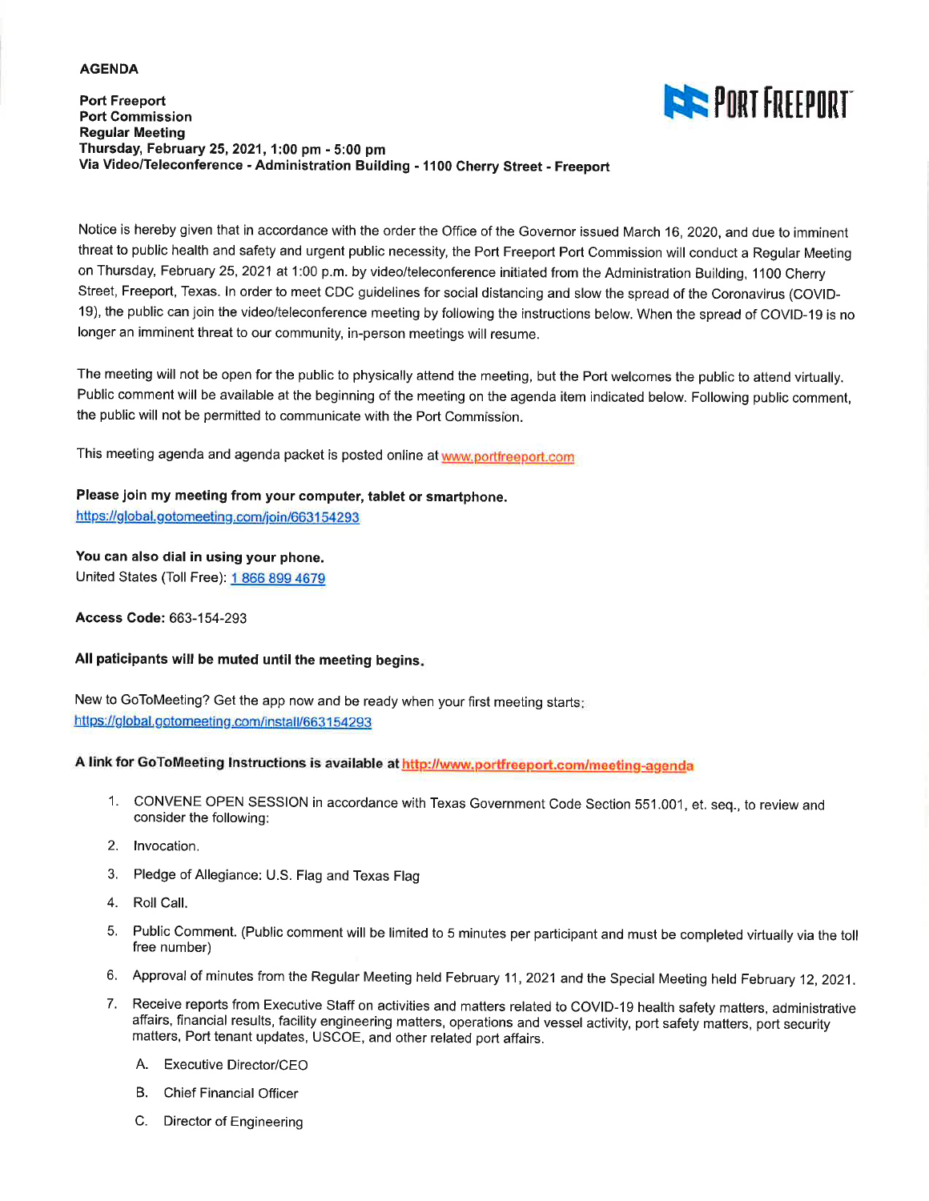**AGENDA**

**Port Freeport**
**Port Commission**
**Regular Meeting**
**Thursday, February 25, 2021, 1:00 pm - 5:00 pm**
**Via Video/Teleconference - Administration Building - 1100 Cherry Street - Freeport**

PORT FREEPORT

Notice is hereby given that in accordance with the order the Office of the Governor issued March 16, 2020, and due to imminent threat to public health and safety and urgent public necessity, the Port Freeport Port Commission will conduct a Regular Meeting on Thursday, February 25, 2021 at 1:00 p.m. by video/teleconference initiated from the Administration Building, 1100 Cherry Street, Freeport, Texas. In order to meet CDC guidelines for social distancing and slow the spread of the Coronavirus (COVID-19), the public can join the video/teleconference meeting by following the instructions below. When the spread of COVID-19 is no longer an imminent threat to our community, in-person meetings will resume.

The meeting will not be open for the public to physically attend the meeting, but the Port welcomes the public to attend virtually. Public comment will be available at the beginning of the meeting on the agenda item indicated below. Following public comment, the public will not be permitted to communicate with the Port Commission.

This meeting agenda and agenda packet is posted online at www.portfreeport.com

**Please join my meeting from your computer, tablet or smartphone.**
https://global.gotomeeting.com/join/663154293

**You can also dial in using your phone.**
United States (Toll Free): 1 866 899 4679

**Access Code:** 663-154-293

**All paticipants will be muted until the meeting begins.**

New to GoToMeeting? Get the app now and be ready when your first meeting starts:
https://global.gotomeeting.com/install/663154293

**A link for GoToMeeting Instructions is available at** http://www.portfreeport.com/meeting-agenda

1. CONVENE OPEN SESSION in accordance with Texas Government Code Section 551.001, et. seq., to review and consider the following:
2. Invocation.
3. Pledge of Allegiance: U.S. Flag and Texas Flag
4. Roll Call.
5. Public Comment. (Public comment will be limited to 5 minutes per participant and must be completed virtually via the toll free number)
6. Approval of minutes from the Regular Meeting held February 11, 2021 and the Special Meeting held February 12, 2021.
7. Receive reports from Executive Staff on activities and matters related to COVID-19 health safety matters, administrative affairs, financial results, facility engineering matters, operations and vessel activity, port safety matters, port security matters, Port tenant updates, USCOE, and other related port affairs.
   A. Executive Director/CEO
   B. Chief Financial Officer
   C. Director of Engineering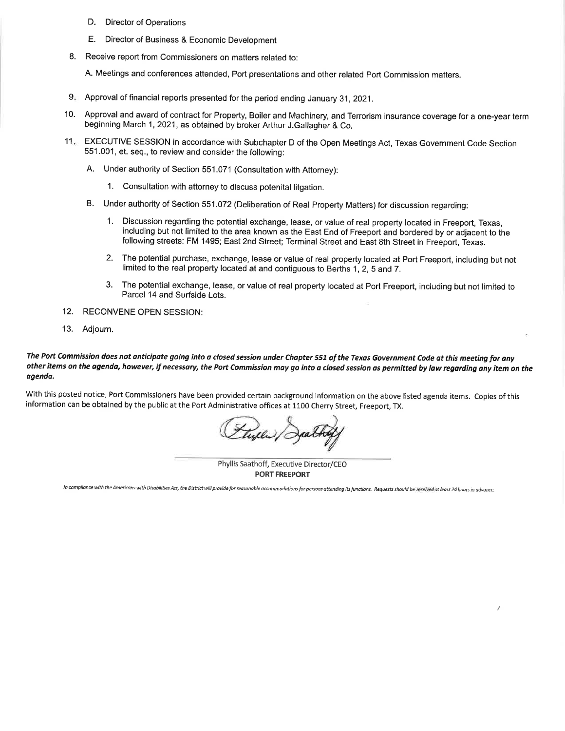D. Director of Operations

   E. Director of Business & Economic Development

8. Receive report from Commissioners on matters related to:

   A. Meetings and conferences attended, Port presentations and other related Port Commission matters.

9. Approval of financial reports presented for the period ending January 31, 2021.

10. Approval and award of contract for Property, Boiler and Machinery, and Terrorism insurance coverage for a one-year term beginning March 1, 2021, as obtained by broker Arthur J.Gallagher & Co.

11. EXECUTIVE SESSION in accordance with Subchapter D of the Open Meetings Act, Texas Government Code Section 551.001, et. seq., to review and consider the following:

    A. Under authority of Section 551.071 (Consultation with Attorney):

       1. Consultation with attorney to discuss potenital litgation.

    B. Under authority of Section 551.072 (Deliberation of Real Property Matters) for discussion regarding:

       1. Discussion regarding the potential exchange, lease, or value of real property located in Freeport, Texas, including but not limited to the area known as the East End of Freeport and bordered by or adjacent to the following streets: FM 1495; East 2nd Street; Terminal Street and East 8th Street in Freeport, Texas.

       2. The potential purchase, exchange, lease or value of real property located at Port Freeport, including but not limited to the real property located at and contiguous to Berths 1, 2, 5 and 7.

       3. The potential exchange, lease, or value of real property located at Port Freeport, including but not limited to Parcel 14 and Surfside Lots.

12. RECONVENE OPEN SESSION:

13. Adjourn.

***The Port Commission does not anticipate going into a closed session under Chapter 551 of the Texas Government Code at this meeting for any other items on the agenda, however, if necessary, the Port Commission may go into a closed session as permitted by law regarding any item on the agenda.***

With this posted notice, Port Commissioners have been provided certain background information on the above listed agenda items. Copies of this information can be obtained by the public at the Port Administrative offices at 1100 Cherry Street, Freeport, TX.

Phyllis Saathoff, Executive Director/CEO
**PORT FREEPORT**

*In compliance with the Americans with Disabilities Act, the District will provide for reasonable accommodations for persons attending its functions. Requests should be received at least 24 hours in advance.*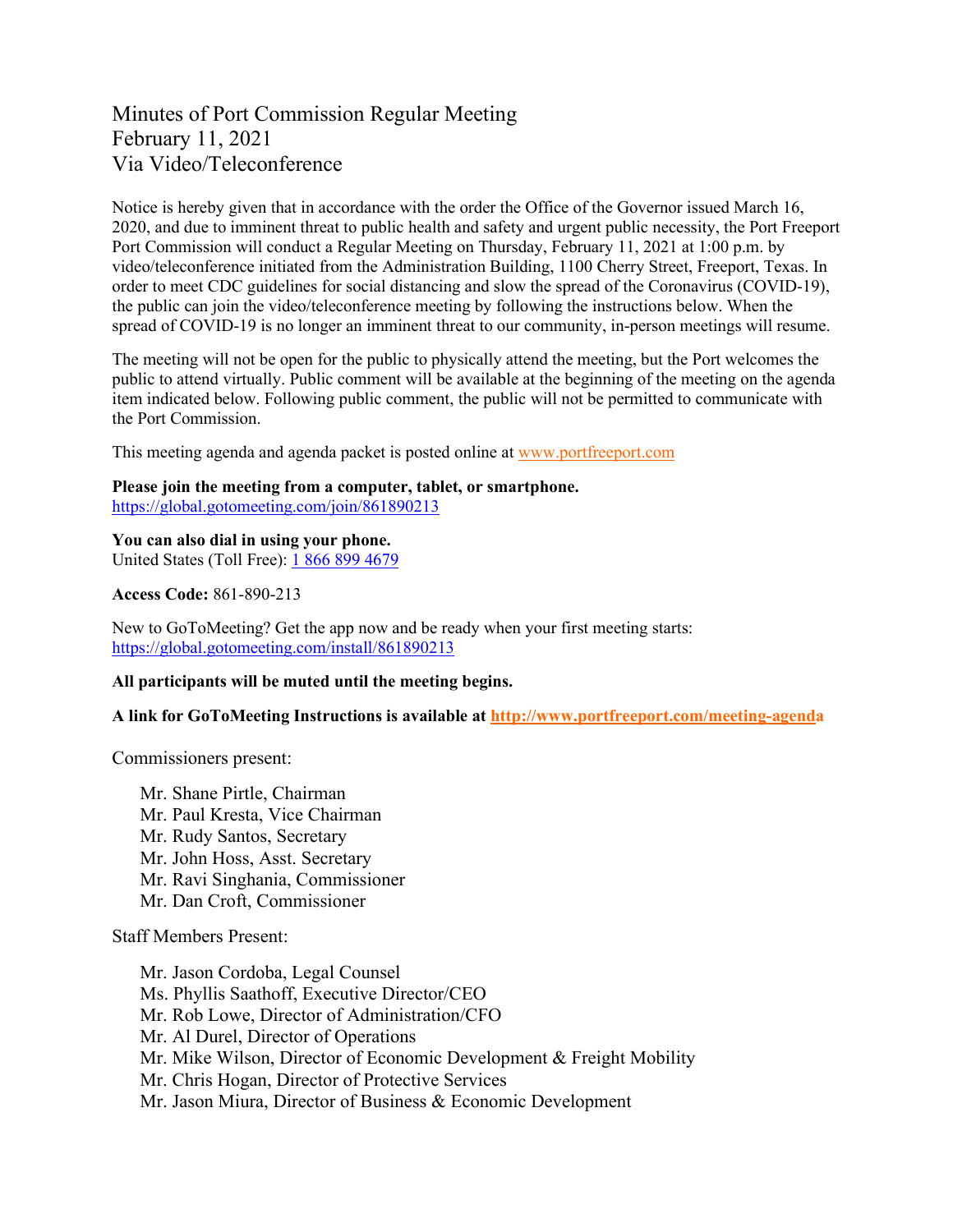# Minutes of Port Commission Regular Meeting
# February 11, 2021
# Via Video/Teleconference

Notice is hereby given that in accordance with the order the Office of the Governor issued March 16, 2020, and due to imminent threat to public health and safety and urgent public necessity, the Port Freeport Port Commission will conduct a Regular Meeting on Thursday, February 11, 2021 at 1:00 p.m. by video/teleconference initiated from the Administration Building, 1100 Cherry Street, Freeport, Texas. In order to meet CDC guidelines for social distancing and slow the spread of the Coronavirus (COVID-19), the public can join the video/teleconference meeting by following the instructions below. When the spread of COVID-19 is no longer an imminent threat to our community, in-person meetings will resume.

The meeting will not be open for the public to physically attend the meeting, but the Port welcomes the public to attend virtually. Public comment will be available at the beginning of the meeting on the agenda item indicated below. Following public comment, the public will not be permitted to communicate with the Port Commission.

This meeting agenda and agenda packet is posted online at www.portfreeport.com

**Please join the meeting from a computer, tablet, or smartphone.**
https://global.gotomeeting.com/join/861890213

**You can also dial in using your phone.**
United States (Toll Free): 1 866 899 4679

**Access Code:** 861-890-213

New to GoToMeeting? Get the app now and be ready when your first meeting starts:
https://global.gotomeeting.com/install/861890213

**All participants will be muted until the meeting begins.**

**A link for GoToMeeting Instructions is available at http://www.portfreeport.com/meeting-agenda**

Commissioners present:

- Mr. Shane Pirtle, Chairman
- Mr. Paul Kresta, Vice Chairman
- Mr. Rudy Santos, Secretary
- Mr. John Hoss, Asst. Secretary
- Mr. Ravi Singhania, Commissioner
- Mr. Dan Croft, Commissioner

Staff Members Present:

- Mr. Jason Cordoba, Legal Counsel
- Ms. Phyllis Saathoff, Executive Director/CEO
- Mr. Rob Lowe, Director of Administration/CFO
- Mr. Al Durel, Director of Operations
- Mr. Mike Wilson, Director of Economic Development & Freight Mobility
- Mr. Chris Hogan, Director of Protective Services
- Mr. Jason Miura, Director of Business & Economic Development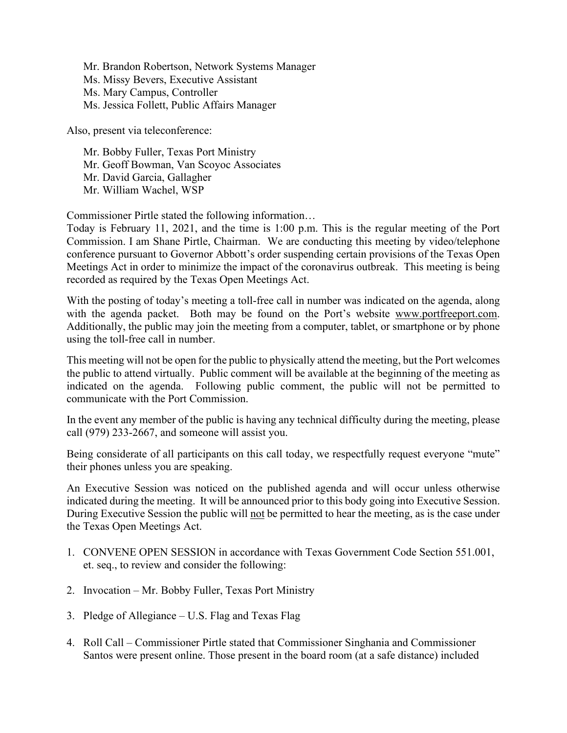Mr. Brandon Robertson, Network Systems Manager
Ms. Missy Bevers, Executive Assistant
Ms. Mary Campus, Controller
Ms. Jessica Follett, Public Affairs Manager

Also, present via teleconference:

Mr. Bobby Fuller, Texas Port Ministry
Mr. Geoff Bowman, Van Scoyoc Associates
Mr. David Garcia, Gallagher
Mr. William Wachel, WSP

Commissioner Pirtle stated the following information…
Today is February 11, 2021, and the time is 1:00 p.m. This is the regular meeting of the Port Commission. I am Shane Pirtle, Chairman. We are conducting this meeting by video/telephone conference pursuant to Governor Abbott's order suspending certain provisions of the Texas Open Meetings Act in order to minimize the impact of the coronavirus outbreak. This meeting is being recorded as required by the Texas Open Meetings Act.

With the posting of today's meeting a toll-free call in number was indicated on the agenda, along with the agenda packet. Both may be found on the Port's website www.portfreeport.com. Additionally, the public may join the meeting from a computer, tablet, or smartphone or by phone using the toll-free call in number.

This meeting will not be open for the public to physically attend the meeting, but the Port welcomes the public to attend virtually. Public comment will be available at the beginning of the meeting as indicated on the agenda. Following public comment, the public will not be permitted to communicate with the Port Commission.

In the event any member of the public is having any technical difficulty during the meeting, please call (979) 233-2667, and someone will assist you.

Being considerate of all participants on this call today, we respectfully request everyone "mute" their phones unless you are speaking.

An Executive Session was noticed on the published agenda and will occur unless otherwise indicated during the meeting. It will be announced prior to this body going into Executive Session. During Executive Session the public will not be permitted to hear the meeting, as is the case under the Texas Open Meetings Act.

1. CONVENE OPEN SESSION in accordance with Texas Government Code Section 551.001, et. seq., to review and consider the following:

2. Invocation – Mr. Bobby Fuller, Texas Port Ministry

3. Pledge of Allegiance – U.S. Flag and Texas Flag

4. Roll Call – Commissioner Pirtle stated that Commissioner Singhania and Commissioner Santos were present online. Those present in the board room (at a safe distance) included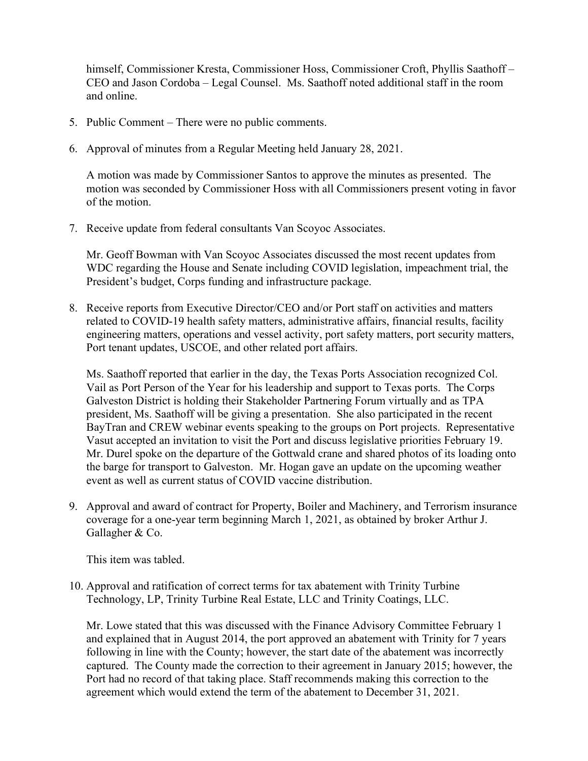himself, Commissioner Kresta, Commissioner Hoss, Commissioner Croft, Phyllis Saathoff – CEO and Jason Cordoba – Legal Counsel. Ms. Saathoff noted additional staff in the room and online.

5. Public Comment – There were no public comments.

6. Approval of minutes from a Regular Meeting held January 28, 2021.

   A motion was made by Commissioner Santos to approve the minutes as presented. The motion was seconded by Commissioner Hoss with all Commissioners present voting in favor of the motion.

7. Receive update from federal consultants Van Scoyoc Associates.

   Mr. Geoff Bowman with Van Scoyoc Associates discussed the most recent updates from WDC regarding the House and Senate including COVID legislation, impeachment trial, the President's budget, Corps funding and infrastructure package.

8. Receive reports from Executive Director/CEO and/or Port staff on activities and matters related to COVID-19 health safety matters, administrative affairs, financial results, facility engineering matters, operations and vessel activity, port safety matters, port security matters, Port tenant updates, USCOE, and other related port affairs.

   Ms. Saathoff reported that earlier in the day, the Texas Ports Association recognized Col. Vail as Port Person of the Year for his leadership and support to Texas ports. The Corps Galveston District is holding their Stakeholder Partnering Forum virtually and as TPA president, Ms. Saathoff will be giving a presentation. She also participated in the recent BayTran and CREW webinar events speaking to the groups on Port projects. Representative Vasut accepted an invitation to visit the Port and discuss legislative priorities February 19. Mr. Durel spoke on the departure of the Gottwald crane and shared photos of its loading onto the barge for transport to Galveston. Mr. Hogan gave an update on the upcoming weather event as well as current status of COVID vaccine distribution.

9. Approval and award of contract for Property, Boiler and Machinery, and Terrorism insurance coverage for a one-year term beginning March 1, 2021, as obtained by broker Arthur J. Gallagher & Co.

   This item was tabled.

10. Approval and ratification of correct terms for tax abatement with Trinity Turbine Technology, LP, Trinity Turbine Real Estate, LLC and Trinity Coatings, LLC.

    Mr. Lowe stated that this was discussed with the Finance Advisory Committee February 1 and explained that in August 2014, the port approved an abatement with Trinity for 7 years following in line with the County; however, the start date of the abatement was incorrectly captured. The County made the correction to their agreement in January 2015; however, the Port had no record of that taking place. Staff recommends making this correction to the agreement which would extend the term of the abatement to December 31, 2021.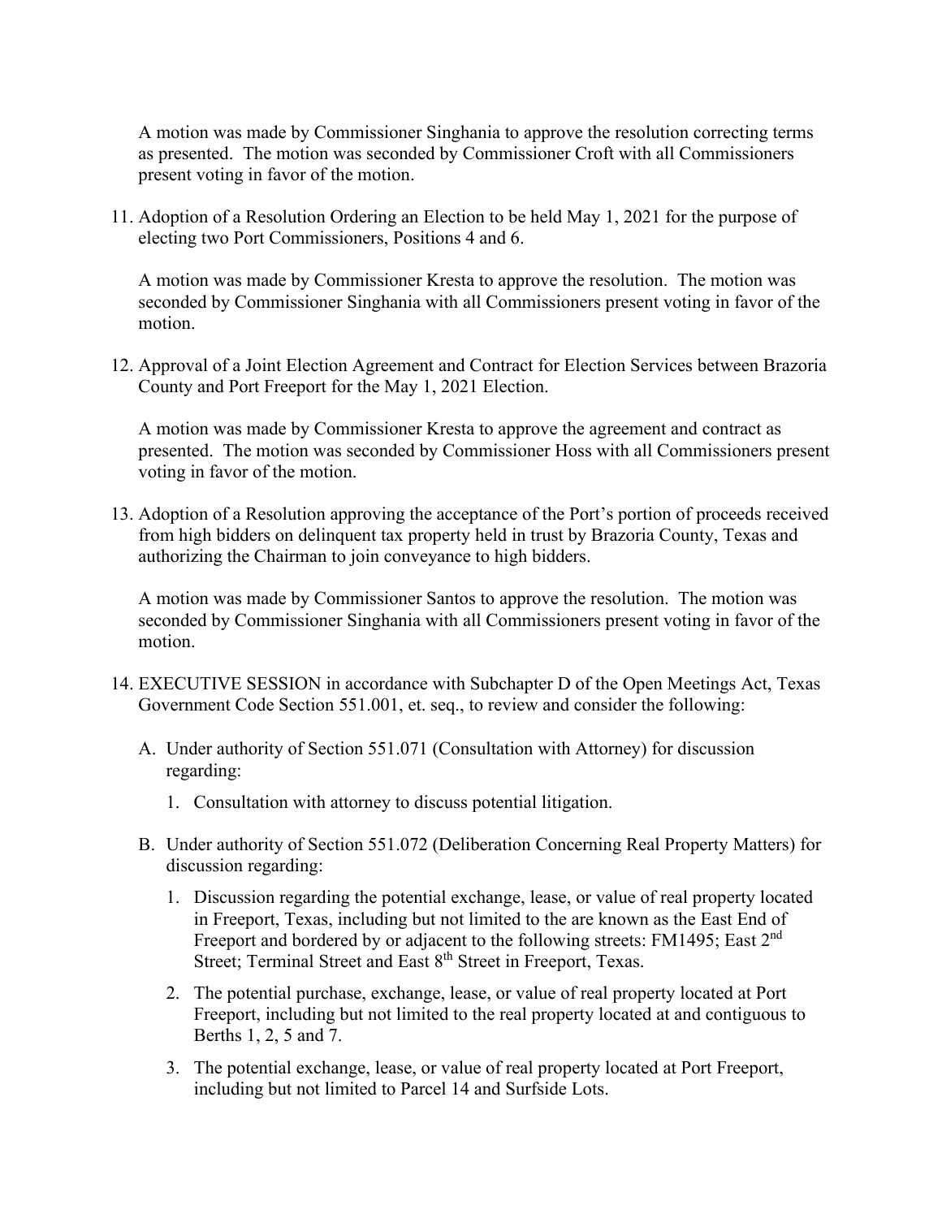A motion was made by Commissioner Singhania to approve the resolution correcting terms as presented. The motion was seconded by Commissioner Croft with all Commissioners present voting in favor of the motion.

11. Adoption of a Resolution Ordering an Election to be held May 1, 2021 for the purpose of electing two Port Commissioners, Positions 4 and 6.

    A motion was made by Commissioner Kresta to approve the resolution. The motion was seconded by Commissioner Singhania with all Commissioners present voting in favor of the motion.

12. Approval of a Joint Election Agreement and Contract for Election Services between Brazoria County and Port Freeport for the May 1, 2021 Election.

    A motion was made by Commissioner Kresta to approve the agreement and contract as presented. The motion was seconded by Commissioner Hoss with all Commissioners present voting in favor of the motion.

13. Adoption of a Resolution approving the acceptance of the Port's portion of proceeds received from high bidders on delinquent tax property held in trust by Brazoria County, Texas and authorizing the Chairman to join conveyance to high bidders.

    A motion was made by Commissioner Santos to approve the resolution. The motion was seconded by Commissioner Singhania with all Commissioners present voting in favor of the motion.

14. EXECUTIVE SESSION in accordance with Subchapter D of the Open Meetings Act, Texas Government Code Section 551.001, et. seq., to review and consider the following:

    A. Under authority of Section 551.071 (Consultation with Attorney) for discussion regarding:

        1. Consultation with attorney to discuss potential litigation.

    B. Under authority of Section 551.072 (Deliberation Concerning Real Property Matters) for discussion regarding:

        1. Discussion regarding the potential exchange, lease, or value of real property located in Freeport, Texas, including but not limited to the are known as the East End of Freeport and bordered by or adjacent to the following streets: FM1495; East 2nd Street; Terminal Street and East 8th Street in Freeport, Texas.

        2. The potential purchase, exchange, lease, or value of real property located at Port Freeport, including but not limited to the real property located at and contiguous to Berths 1, 2, 5 and 7.

        3. The potential exchange, lease, or value of real property located at Port Freeport, including but not limited to Parcel 14 and Surfside Lots.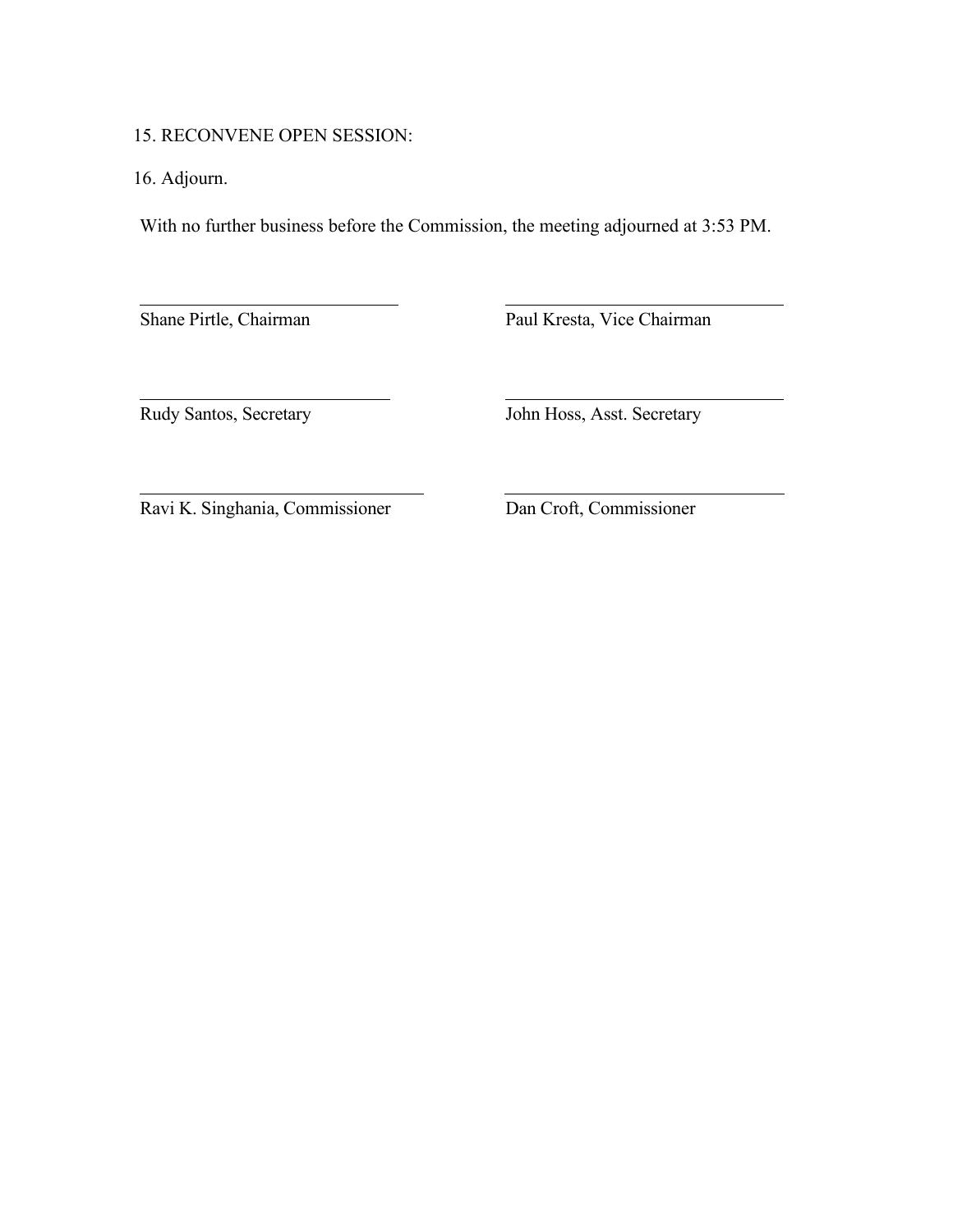15. RECONVENE OPEN SESSION:

16. Adjourn.

With no further business before the Commission, the meeting adjourned at 3:53 PM.

| | |
|---|---|
| \_\_\_\_\_\_\_\_\_\_\_\_\_\_\_\_\_\_\_\_\_\_\_\_\_\_\_\_\_ | \_\_\_\_\_\_\_\_\_\_\_\_\_\_\_\_\_\_\_\_\_\_\_\_\_\_\_\_\_ |
| Shane Pirtle, Chairman | Paul Kresta, Vice Chairman |
| \_\_\_\_\_\_\_\_\_\_\_\_\_\_\_\_\_\_\_\_\_\_\_\_\_\_\_\_\_ | \_\_\_\_\_\_\_\_\_\_\_\_\_\_\_\_\_\_\_\_\_\_\_\_\_\_\_\_\_ |
| Rudy Santos, Secretary | John Hoss, Asst. Secretary |
| \_\_\_\_\_\_\_\_\_\_\_\_\_\_\_\_\_\_\_\_\_\_\_\_\_\_\_\_\_ | \_\_\_\_\_\_\_\_\_\_\_\_\_\_\_\_\_\_\_\_\_\_\_\_\_\_\_\_\_ |
| Ravi K. Singhania, Commissioner | Dan Croft, Commissioner |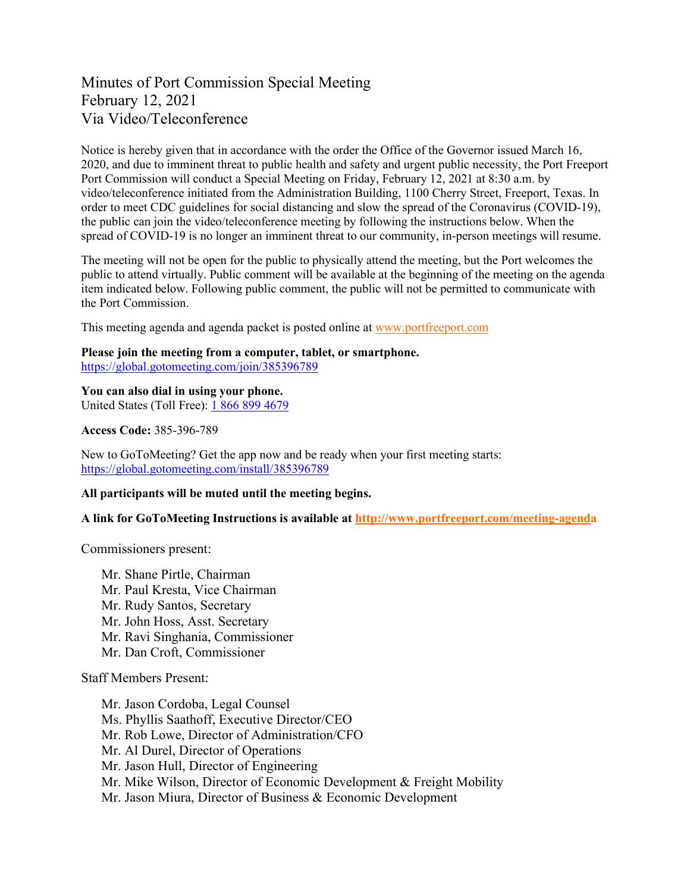# Minutes of Port Commission Special Meeting
# February 12, 2021
# Via Video/Teleconference

Notice is hereby given that in accordance with the order the Office of the Governor issued March 16, 2020, and due to imminent threat to public health and safety and urgent public necessity, the Port Freeport Port Commission will conduct a Special Meeting on Friday, February 12, 2021 at 8:30 a.m. by video/teleconference initiated from the Administration Building, 1100 Cherry Street, Freeport, Texas. In order to meet CDC guidelines for social distancing and slow the spread of the Coronavirus (COVID-19), the public can join the video/teleconference meeting by following the instructions below. When the spread of COVID-19 is no longer an imminent threat to our community, in-person meetings will resume.

The meeting will not be open for the public to physically attend the meeting, but the Port welcomes the public to attend virtually. Public comment will be available at the beginning of the meeting on the agenda item indicated below. Following public comment, the public will not be permitted to communicate with the Port Commission.

This meeting agenda and agenda packet is posted online at www.portfreeport.com

**Please join the meeting from a computer, tablet, or smartphone.**
https://global.gotomeeting.com/join/385396789

**You can also dial in using your phone.**
United States (Toll Free): 1 866 899 4679

**Access Code:** 385-396-789

New to GoToMeeting? Get the app now and be ready when your first meeting starts:
https://global.gotomeeting.com/install/385396789

**All participants will be muted until the meeting begins.**

**A link for GoToMeeting Instructions is available at http://www.portfreeport.com/meeting-agenda**

Commissioners present:

- Mr. Shane Pirtle, Chairman
- Mr. Paul Kresta, Vice Chairman
- Mr. Rudy Santos, Secretary
- Mr. John Hoss, Asst. Secretary
- Mr. Ravi Singhania, Commissioner
- Mr. Dan Croft, Commissioner

Staff Members Present:

- Mr. Jason Cordoba, Legal Counsel
- Ms. Phyllis Saathoff, Executive Director/CEO
- Mr. Rob Lowe, Director of Administration/CFO
- Mr. Al Durel, Director of Operations
- Mr. Jason Hull, Director of Engineering
- Mr. Mike Wilson, Director of Economic Development & Freight Mobility
- Mr. Jason Miura, Director of Business & Economic Development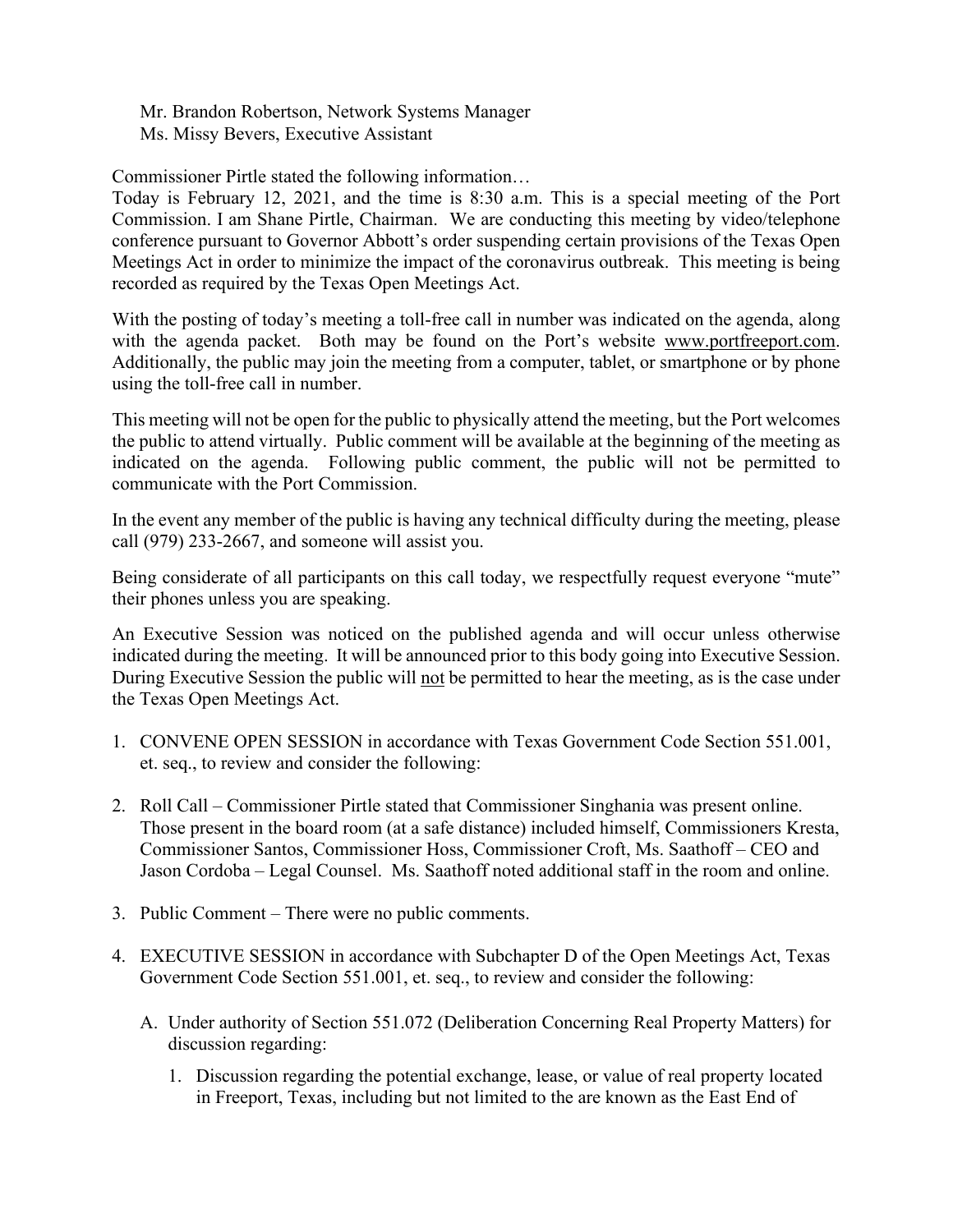Mr. Brandon Robertson, Network Systems Manager
Ms. Missy Bevers, Executive Assistant

Commissioner Pirtle stated the following information…

Today is February 12, 2021, and the time is 8:30 a.m. This is a special meeting of the Port Commission. I am Shane Pirtle, Chairman. We are conducting this meeting by video/telephone conference pursuant to Governor Abbott's order suspending certain provisions of the Texas Open Meetings Act in order to minimize the impact of the coronavirus outbreak. This meeting is being recorded as required by the Texas Open Meetings Act.

With the posting of today's meeting a toll-free call in number was indicated on the agenda, along with the agenda packet. Both may be found on the Port's website www.portfreeport.com. Additionally, the public may join the meeting from a computer, tablet, or smartphone or by phone using the toll-free call in number.

This meeting will not be open for the public to physically attend the meeting, but the Port welcomes the public to attend virtually. Public comment will be available at the beginning of the meeting as indicated on the agenda. Following public comment, the public will not be permitted to communicate with the Port Commission.

In the event any member of the public is having any technical difficulty during the meeting, please call (979) 233-2667, and someone will assist you.

Being considerate of all participants on this call today, we respectfully request everyone "mute" their phones unless you are speaking.

An Executive Session was noticed on the published agenda and will occur unless otherwise indicated during the meeting. It will be announced prior to this body going into Executive Session. During Executive Session the public will not be permitted to hear the meeting, as is the case under the Texas Open Meetings Act.

1. CONVENE OPEN SESSION in accordance with Texas Government Code Section 551.001, et. seq., to review and consider the following:

2. Roll Call – Commissioner Pirtle stated that Commissioner Singhania was present online. Those present in the board room (at a safe distance) included himself, Commissioners Kresta, Commissioner Santos, Commissioner Hoss, Commissioner Croft, Ms. Saathoff – CEO and Jason Cordoba – Legal Counsel. Ms. Saathoff noted additional staff in the room and online.

3. Public Comment – There were no public comments.

4. EXECUTIVE SESSION in accordance with Subchapter D of the Open Meetings Act, Texas Government Code Section 551.001, et. seq., to review and consider the following:

   A. Under authority of Section 551.072 (Deliberation Concerning Real Property Matters) for discussion regarding:

      1. Discussion regarding the potential exchange, lease, or value of real property located in Freeport, Texas, including but not limited to the are known as the East End of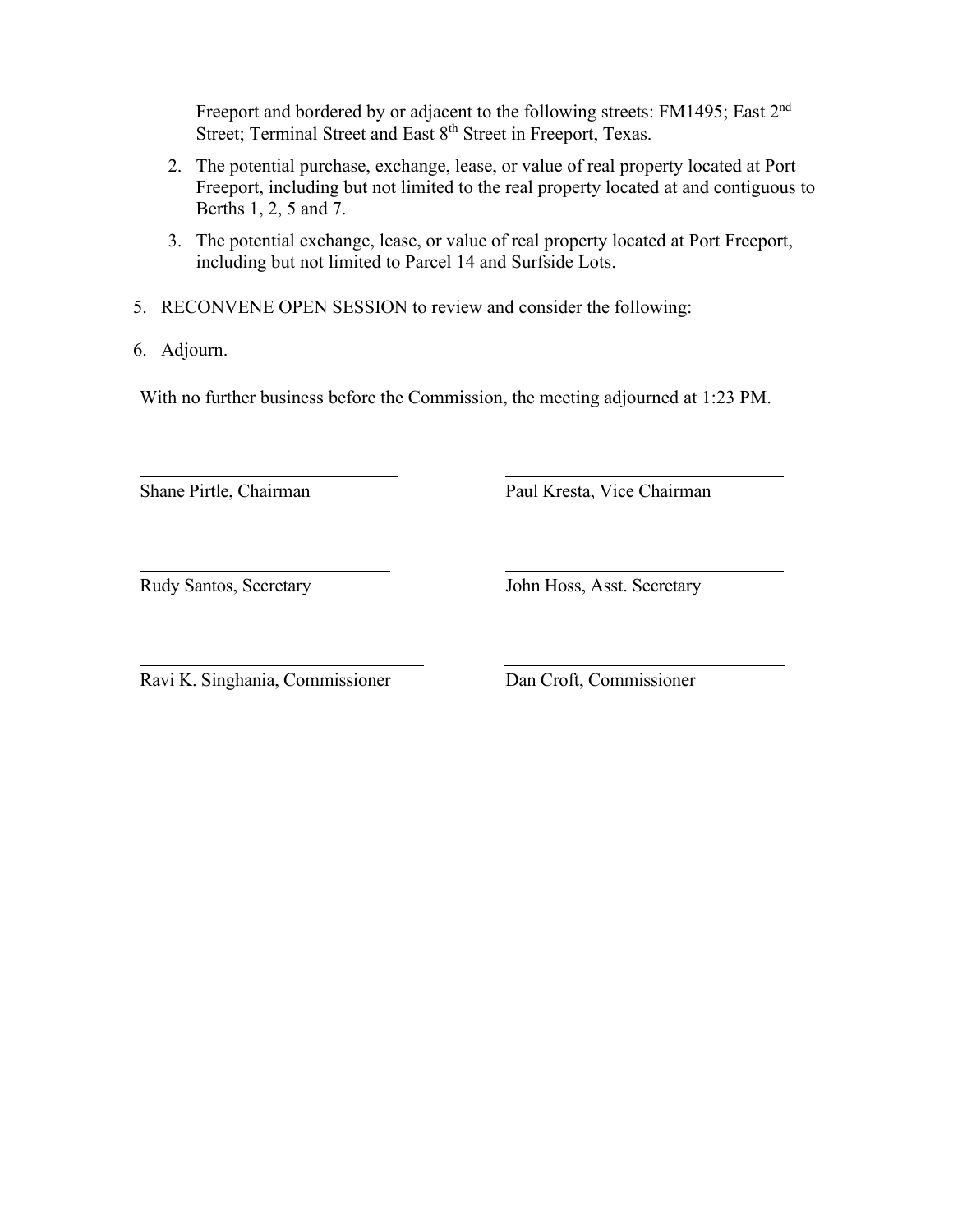Freeport and bordered by or adjacent to the following streets: FM1495; East 2nd Street; Terminal Street and East 8th Street in Freeport, Texas.

2. The potential purchase, exchange, lease, or value of real property located at Port Freeport, including but not limited to the real property located at and contiguous to Berths 1, 2, 5 and 7.
3. The potential exchange, lease, or value of real property located at Port Freeport, including but not limited to Parcel 14 and Surfside Lots.

5. RECONVENE OPEN SESSION to review and consider the following:
6. Adjourn.

With no further business before the Commission, the meeting adjourned at 1:23 PM.

| | |
|---|---|
| Shane Pirtle, Chairman | Paul Kresta, Vice Chairman |
| Rudy Santos, Secretary | John Hoss, Asst. Secretary |
| Ravi K. Singhania, Commissioner | Dan Croft, Commissioner |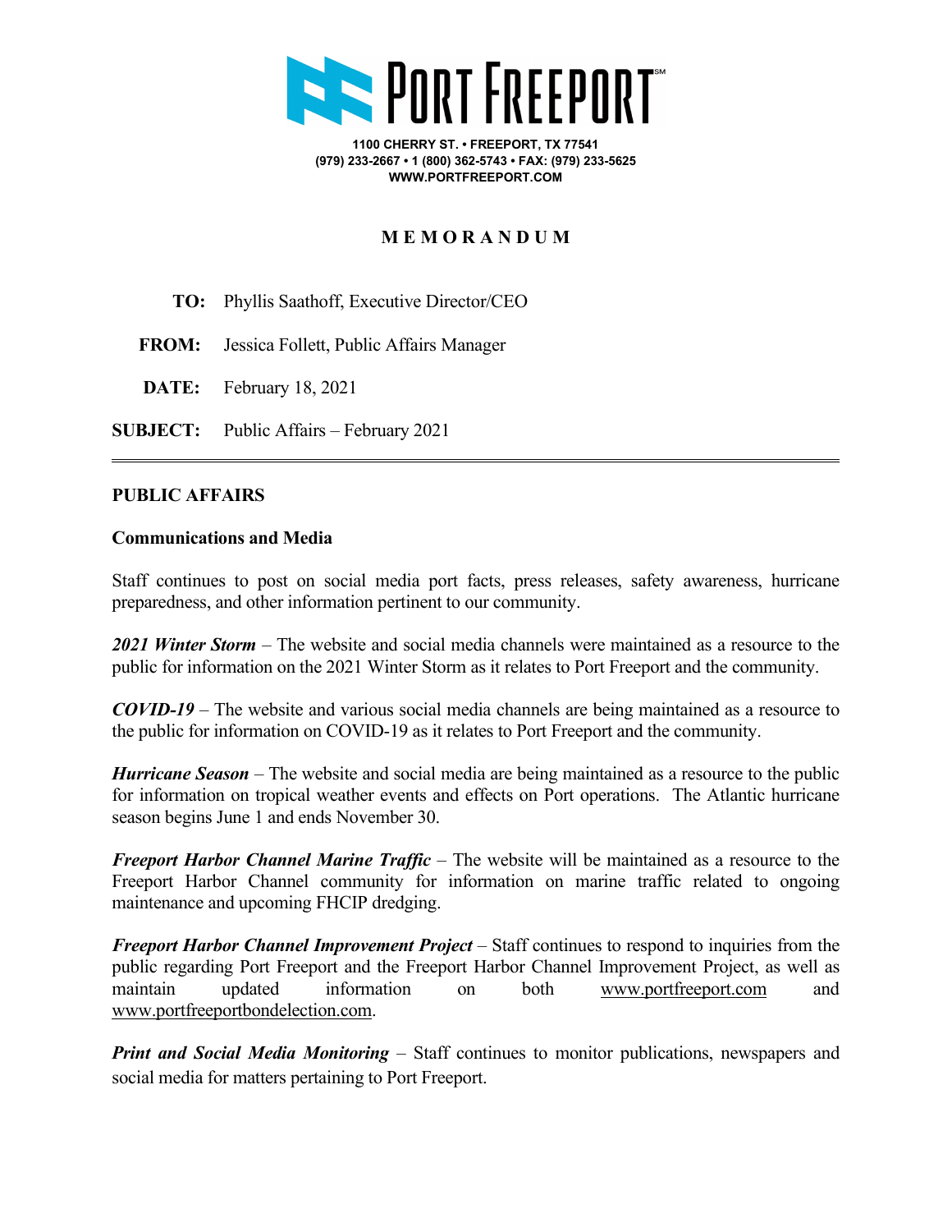**PORT FREEPORT**℠

**1100 CHERRY ST. • FREEPORT, TX 77541**
**(979) 233-2667 • 1 (800) 362-5743 • FAX: (979) 233-5625**
**WWW.PORTFREEPORT.COM**

# M E M O R A N D U M

**TO:** Phyllis Saathoff, Executive Director/CEO

**FROM:** Jessica Follett, Public Affairs Manager

**DATE:** February 18, 2021

**SUBJECT:** Public Affairs – February 2021

---

## PUBLIC AFFAIRS

### Communications and Media

Staff continues to post on social media port facts, press releases, safety awareness, hurricane preparedness, and other information pertinent to our community.

***2021 Winter Storm*** – The website and social media channels were maintained as a resource to the public for information on the 2021 Winter Storm as it relates to Port Freeport and the community.

***COVID-19*** – The website and various social media channels are being maintained as a resource to the public for information on COVID-19 as it relates to Port Freeport and the community.

***Hurricane Season*** – The website and social media are being maintained as a resource to the public for information on tropical weather events and effects on Port operations. The Atlantic hurricane season begins June 1 and ends November 30.

***Freeport Harbor Channel Marine Traffic*** – The website will be maintained as a resource to the Freeport Harbor Channel community for information on marine traffic related to ongoing maintenance and upcoming FHCIP dredging.

***Freeport Harbor Channel Improvement Project*** – Staff continues to respond to inquiries from the public regarding Port Freeport and the Freeport Harbor Channel Improvement Project, as well as maintain updated information on both www.portfreeport.com and www.portfreeportbondelection.com.

***Print and Social Media Monitoring*** – Staff continues to monitor publications, newspapers and social media for matters pertaining to Port Freeport.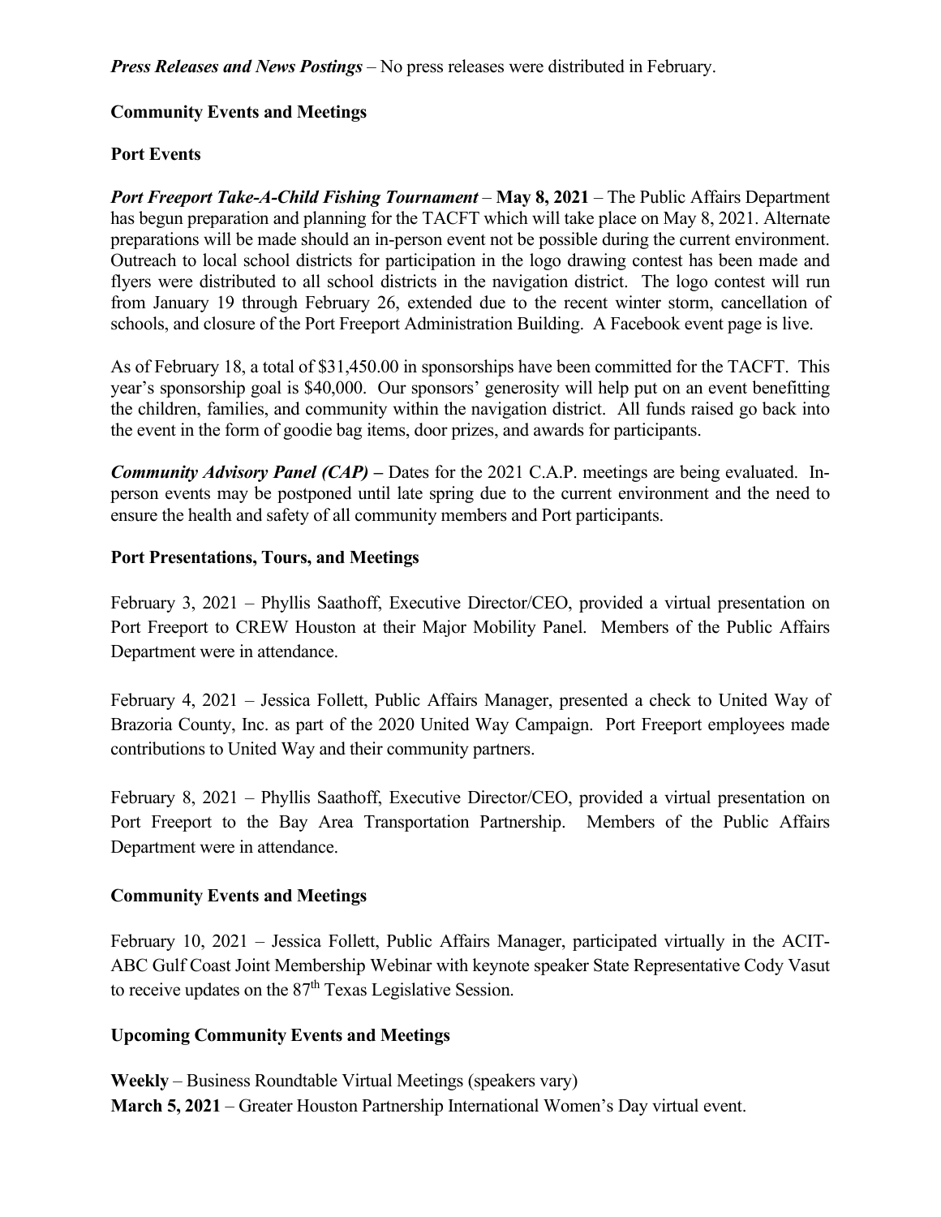***Press Releases and News Postings*** – No press releases were distributed in February.

**Community Events and Meetings**

**Port Events**

***Port Freeport Take-A-Child Fishing Tournament*** – **May 8, 2021** – The Public Affairs Department has begun preparation and planning for the TACFT which will take place on May 8, 2021. Alternate preparations will be made should an in-person event not be possible during the current environment. Outreach to local school districts for participation in the logo drawing contest has been made and flyers were distributed to all school districts in the navigation district. The logo contest will run from January 19 through February 26, extended due to the recent winter storm, cancellation of schools, and closure of the Port Freeport Administration Building. A Facebook event page is live.

As of February 18, a total of $31,450.00 in sponsorships have been committed for the TACFT. This year's sponsorship goal is $40,000. Our sponsors' generosity will help put on an event benefitting the children, families, and community within the navigation district. All funds raised go back into the event in the form of goodie bag items, door prizes, and awards for participants.

***Community Advisory Panel (CAP)*** **–** Dates for the 2021 C.A.P. meetings are being evaluated. In-person events may be postponed until late spring due to the current environment and the need to ensure the health and safety of all community members and Port participants.

**Port Presentations, Tours, and Meetings**

February 3, 2021 – Phyllis Saathoff, Executive Director/CEO, provided a virtual presentation on Port Freeport to CREW Houston at their Major Mobility Panel. Members of the Public Affairs Department were in attendance.

February 4, 2021 – Jessica Follett, Public Affairs Manager, presented a check to United Way of Brazoria County, Inc. as part of the 2020 United Way Campaign. Port Freeport employees made contributions to United Way and their community partners.

February 8, 2021 – Phyllis Saathoff, Executive Director/CEO, provided a virtual presentation on Port Freeport to the Bay Area Transportation Partnership. Members of the Public Affairs Department were in attendance.

**Community Events and Meetings**

February 10, 2021 – Jessica Follett, Public Affairs Manager, participated virtually in the ACIT-ABC Gulf Coast Joint Membership Webinar with keynote speaker State Representative Cody Vasut to receive updates on the 87th Texas Legislative Session.

**Upcoming Community Events and Meetings**

**Weekly** – Business Roundtable Virtual Meetings (speakers vary)
**March 5, 2021** – Greater Houston Partnership International Women's Day virtual event.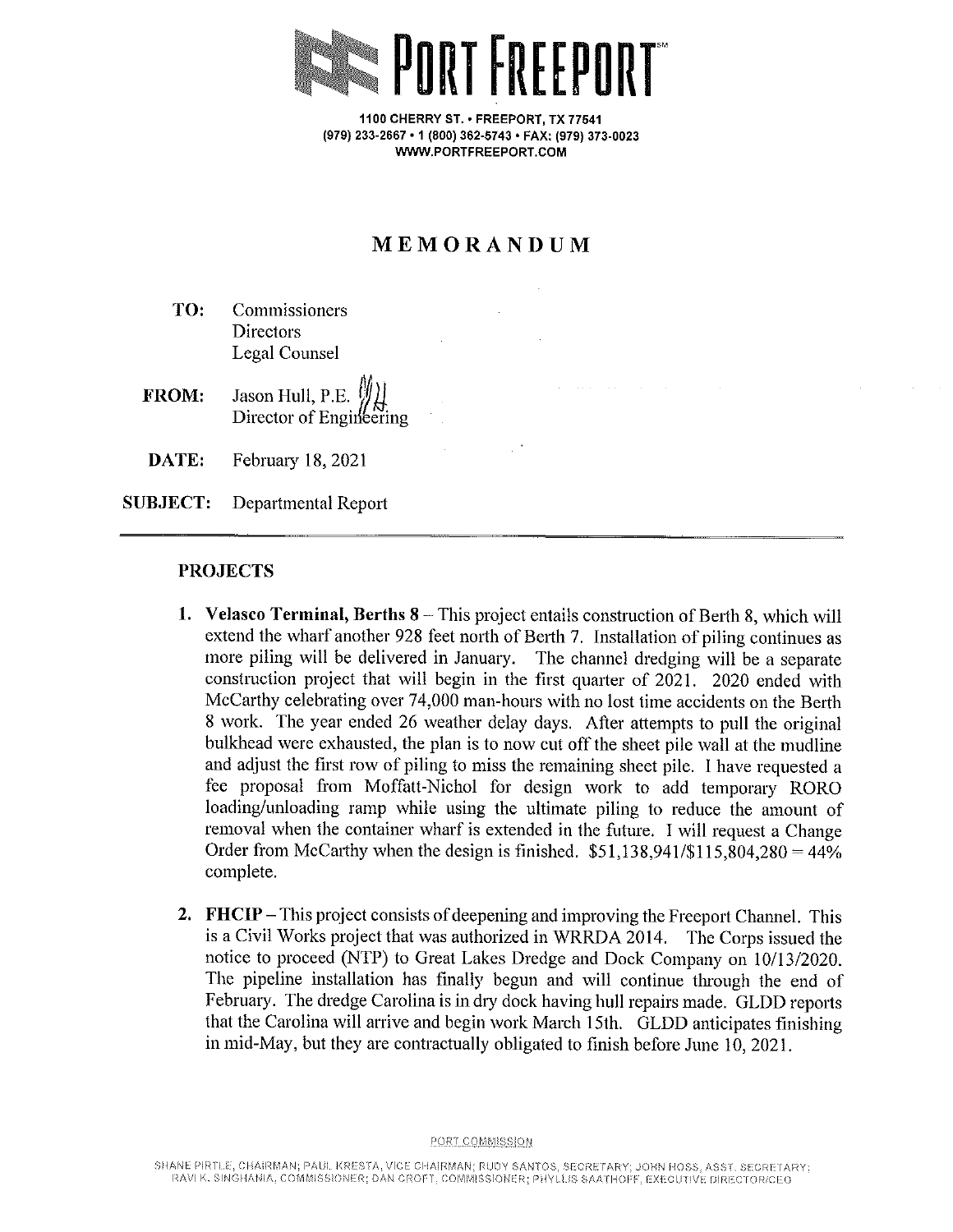# PORT FREEPORT

1100 CHERRY ST. • FREEPORT, TX 77541
(979) 233-2667 • 1 (800) 362-5743 • FAX: (979) 373-0023
WWW.PORTFREEPORT.COM

## MEMORANDUM

**TO:** Commissioners
Directors
Legal Counsel

**FROM:** Jason Hull, P.E.
Director of Engineering

**DATE:** February 18, 2021

**SUBJECT:** Departmental Report

---

### PROJECTS

1. **Velasco Terminal, Berths 8** – This project entails construction of Berth 8, which will extend the wharf another 928 feet north of Berth 7. Installation of piling continues as more piling will be delivered in January. The channel dredging will be a separate construction project that will begin in the first quarter of 2021. 2020 ended with McCarthy celebrating over 74,000 man-hours with no lost time accidents on the Berth 8 work. The year ended 26 weather delay days. After attempts to pull the original bulkhead were exhausted, the plan is to now cut off the sheet pile wall at the mudline and adjust the first row of piling to miss the remaining sheet pile. I have requested a fee proposal from Moffatt-Nichol for design work to add temporary RORO loading/unloading ramp while using the ultimate piling to reduce the amount of removal when the container wharf is extended in the future. I will request a Change Order from McCarthy when the design is finished. $51,138,941/$115,804,280 = 44% complete.

2. **FHCIP** – This project consists of deepening and improving the Freeport Channel. This is a Civil Works project that was authorized in WRRDA 2014. The Corps issued the notice to proceed (NTP) to Great Lakes Dredge and Dock Company on 10/13/2020. The pipeline installation has finally begun and will continue through the end of February. The dredge Carolina is in dry dock having hull repairs made. GLDD reports that the Carolina will arrive and begin work March 15th. GLDD anticipates finishing in mid-May, but they are contractually obligated to finish before June 10, 2021.

PORT COMMISSION

SHANE PIRTLE, CHAIRMAN; PAUL KRESTA, VICE CHAIRMAN; RUDY SANTOS, SECRETARY; JOHN HOSS, ASST. SECRETARY; RAVI K. SINGHANIA, COMMISSIONER; DAN CROFT, COMMISSIONER; PHYLLIS SAATHOFF, EXECUTIVE DIRECTOR/CEO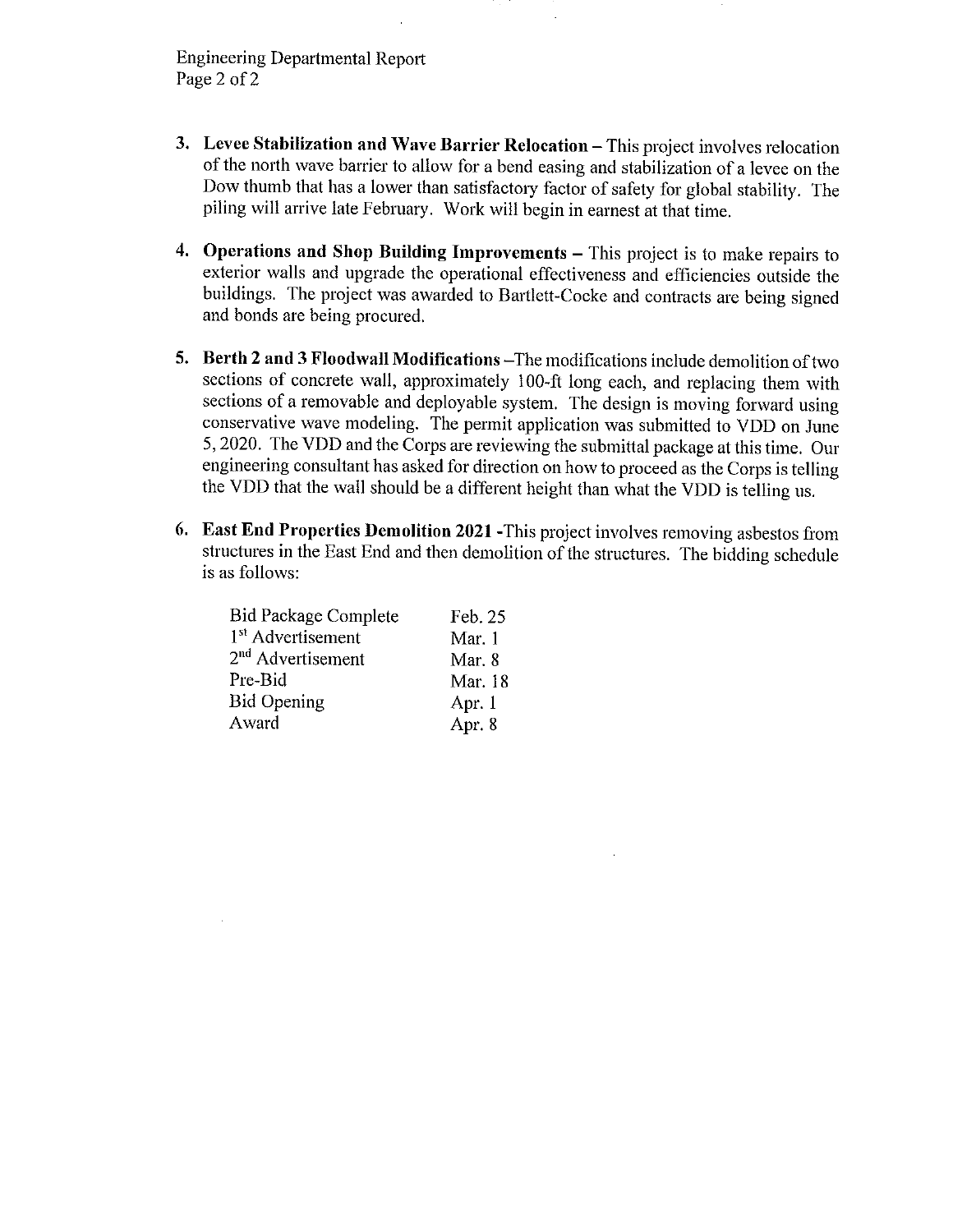3. **Levee Stabilization and Wave Barrier Relocation** – This project involves relocation of the north wave barrier to allow for a bend easing and stabilization of a levee on the Dow thumb that has a lower than satisfactory factor of safety for global stability. The piling will arrive late February. Work will begin in earnest at that time.

4. **Operations and Shop Building Improvements** – This project is to make repairs to exterior walls and upgrade the operational effectiveness and efficiencies outside the buildings. The project was awarded to Bartlett-Cocke and contracts are being signed and bonds are being procured.

5. **Berth 2 and 3 Floodwall Modifications** –The modifications include demolition of two sections of concrete wall, approximately 100-ft long each, and replacing them with sections of a removable and deployable system. The design is moving forward using conservative wave modeling. The permit application was submitted to VDD on June 5, 2020. The VDD and the Corps are reviewing the submittal package at this time. Our engineering consultant has asked for direction on how to proceed as the Corps is telling the VDD that the wall should be a different height than what the VDD is telling us.

6. **East End Properties Demolition 2021** -This project involves removing asbestos from structures in the East End and then demolition of the structures. The bidding schedule is as follows:

| | |
|---|---|
| Bid Package Complete | Feb. 25 |
| 1st Advertisement | Mar. 1 |
| 2nd Advertisement | Mar. 8 |
| Pre-Bid | Mar. 18 |
| Bid Opening | Apr. 1 |
| Award | Apr. 8 |